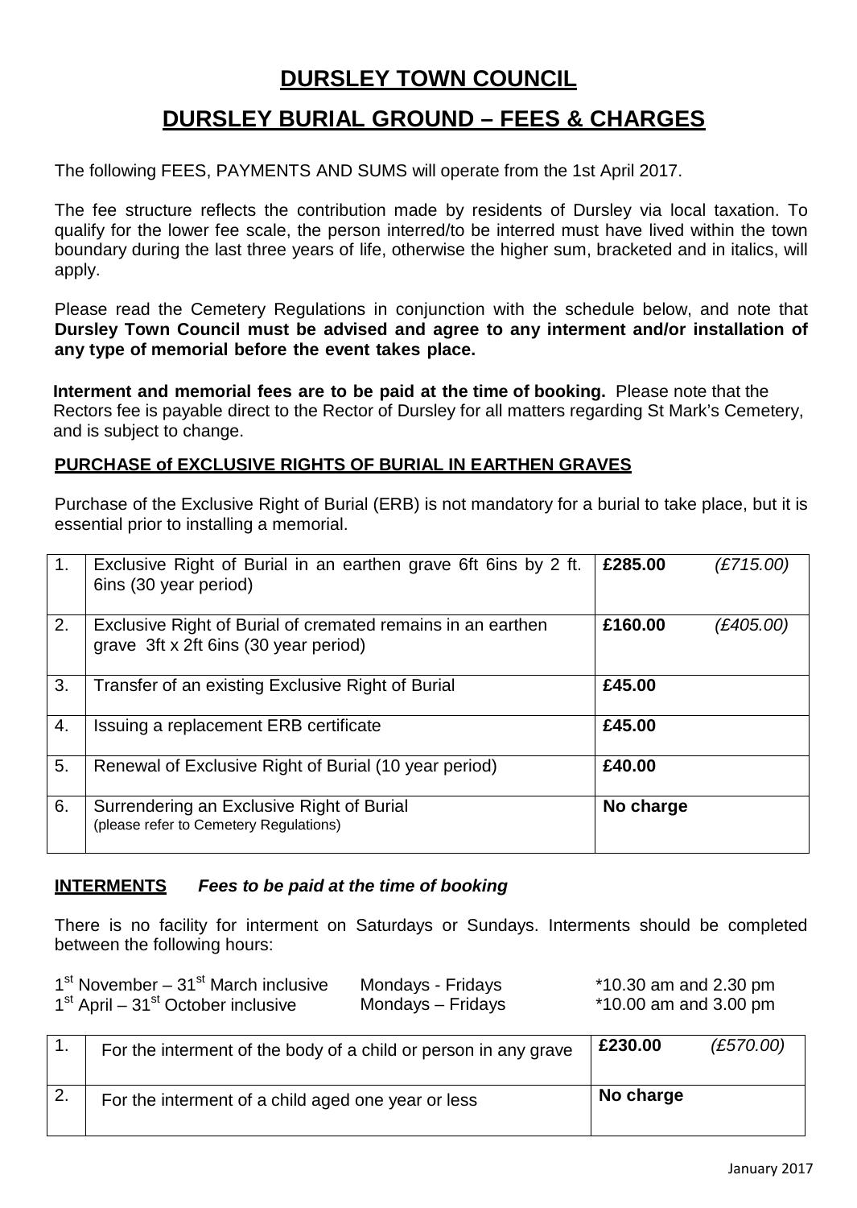# DURSLEY TOWN COUNCIL

## DURSLEY BURIAL GROUND – FEES & CHARGES

The following FEES, PAYMENTS AND SUMS will operate from the 1st April 2017.

The fee structure reflects the contribution made by residents of Dursley via local taxation. To qualify for the lower fee scale, the person interred/to be interred must have lived within the town boundary during the last three years of life, otherwise the higher sum, bracketed and in italics, will apply.

Please read the Cemetery Regulations in conjunction with the schedule below, and note that **Dursley Town Council must be advised and agree to any interment and/or installation of any type of memorial before the event takes place.**

**Interment and memorial fees are to be paid at the time of booking.** Please note that the Rectors fee is payable direct to the Rector of Dursley for all matters regarding St Mark's Cemetery, and is subject to change.

### PURCHASE of EXCLUSIVE RIGHTS OF BURIAL IN EARTHEN GRAVES

Purchase of the Exclusive Right of Burial (ERB) is not mandatory for a burial to take place, but it is essential prior to installing a memorial.

| | | | |
|---|---|---|---|
| 1. | Exclusive Right of Burial in an earthen grave 6ft 6ins by 2 ft. 6ins (30 year period) | **£285.00** | *(£715.00)* |
| 2. | Exclusive Right of Burial of cremated remains in an earthen grave 3ft x 2ft 6ins (30 year period) | **£160.00** | *(£405.00)* |
| 3. | Transfer of an existing Exclusive Right of Burial | **£45.00** | |
| 4. | Issuing a replacement ERB certificate | **£45.00** | |
| 5. | Renewal of Exclusive Right of Burial (10 year period) | **£40.00** | |
| 6. | Surrendering an Exclusive Right of Burial (please refer to Cemetery Regulations) | **No charge** | |

### INTERMENTS *Fees to be paid at the time of booking*

There is no facility for interment on Saturdays or Sundays. Interments should be completed between the following hours:

| | | |
|---|---|---|
| 1st November – 31st March inclusive | Mondays - Fridays | *10.30 am and 2.30 pm |
| 1st April – 31st October inclusive | Mondays – Fridays | *10.00 am and 3.00 pm |

| | | | |
|---|---|---|---|
| 1. | For the interment of the body of a child or person in any grave | **£230.00** | *(£570.00)* |
| 2. | For the interment of a child aged one year or less | **No charge** | |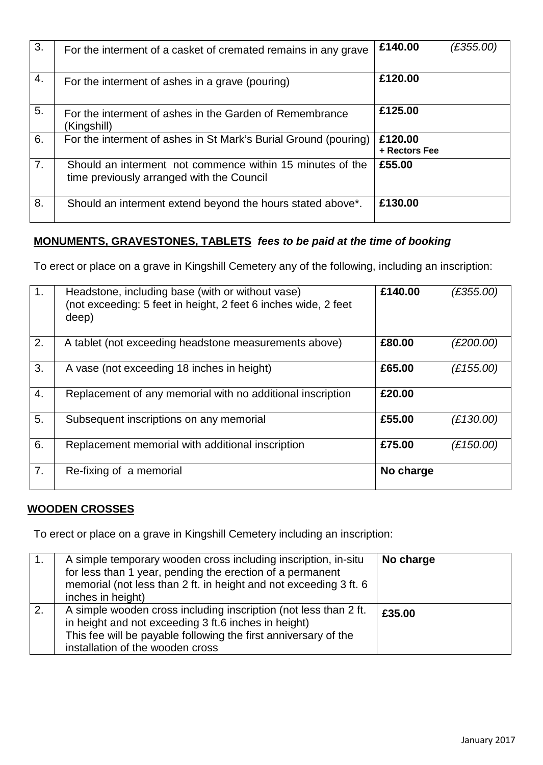| 3. | For the interment of a casket of cremated remains in any grave | **£140.00** | *(£355.00)* |
|---|---|---|---|
| 4. | For the interment of ashes in a grave (pouring) | **£120.00** | |
| 5. | For the interment of ashes in the Garden of Remembrance (Kingshill) | **£125.00** | |
| 6. | For the interment of ashes in St Mark's Burial Ground (pouring) | **£120.00 + Rectors Fee** | |
| 7. | Should an interment not commence within 15 minutes of the time previously arranged with the Council | **£55.00** | |
| 8. | Should an interment extend beyond the hours stated above*. | **£130.00** | |

**MONUMENTS, GRAVESTONES, TABLETS** ***fees to be paid at the time of booking***

To erect or place on a grave in Kingshill Cemetery any of the following, including an inscription:

| 1. | Headstone, including base (with or without vase) (not exceeding: 5 feet in height, 2 feet 6 inches wide, 2 feet deep) | **£140.00** | *(£355.00)* |
|---|---|---|---|
| 2. | A tablet (not exceeding headstone measurements above) | **£80.00** | *(£200.00)* |
| 3. | A vase (not exceeding 18 inches in height) | **£65.00** | *(£155.00)* |
| 4. | Replacement of any memorial with no additional inscription | **£20.00** | |
| 5. | Subsequent inscriptions on any memorial | **£55.00** | *(£130.00)* |
| 6. | Replacement memorial with additional inscription | **£75.00** | *(£150.00)* |
| 7. | Re-fixing of a memorial | **No charge** | |

**WOODEN CROSSES**

To erect or place on a grave in Kingshill Cemetery including an inscription:

| 1. | A simple temporary wooden cross including inscription, in-situ for less than 1 year, pending the erection of a permanent memorial (not less than 2 ft. in height and not exceeding 3 ft. 6 inches in height) | **No charge** |
|---|---|---|
| 2. | A simple wooden cross including inscription (not less than 2 ft. in height and not exceeding 3 ft.6 inches in height) This fee will be payable following the first anniversary of the installation of the wooden cross | **£35.00** |

January 2017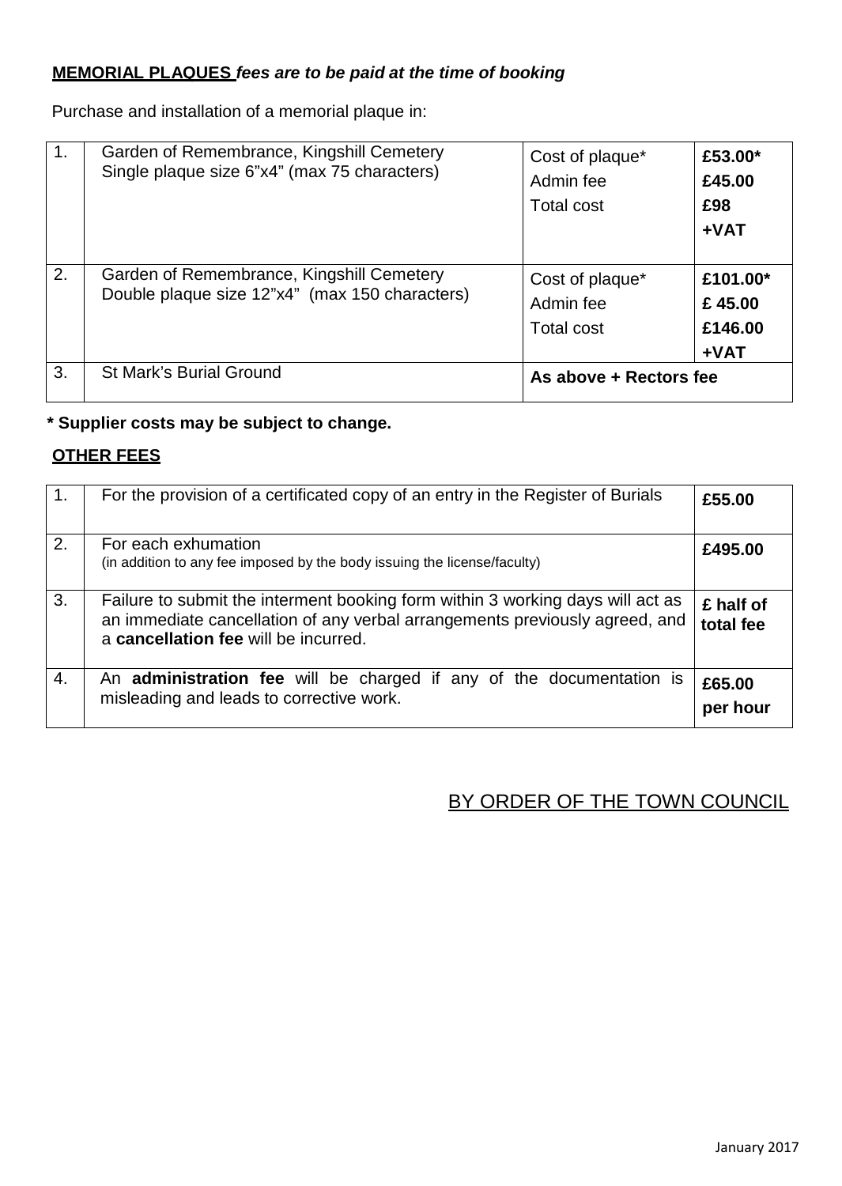**MEMORIAL PLAQUES** ***fees are to be paid at the time of booking***

Purchase and installation of a memorial plaque in:

| | | | |
|---|---|---|---|
| 1. | Garden of Remembrance, Kingshill Cemetery<br>Single plaque size 6”x4” (max 75 characters) | Cost of plaque*<br>Admin fee<br>Total cost | **£53.00***<br>**£45.00**<br>**£98**<br>**+VAT** |
| 2. | Garden of Remembrance, Kingshill Cemetery<br>Double plaque size 12”x4” (max 150 characters) | Cost of plaque*<br>Admin fee<br>Total cost | **£101.00***<br>**£ 45.00**<br>**£146.00**<br>**+VAT** |
| 3. | St Mark’s Burial Ground | **As above + Rectors fee** | |

**\* Supplier costs may be subject to change.**

**OTHER FEES**

| | | |
|---|---|---|
| 1. | For the provision of a certificated copy of an entry in the Register of Burials | **£55.00** |
| 2. | For each exhumation<br>(in addition to any fee imposed by the body issuing the license/faculty) | **£495.00** |
| 3. | Failure to submit the interment booking form within 3 working days will act as an immediate cancellation of any verbal arrangements previously agreed, and a **cancellation fee** will be incurred. | **£ half of total fee** |
| 4. | An **administration fee** will be charged if any of the documentation is misleading and leads to corrective work. | **£65.00 per hour** |

BY ORDER OF THE TOWN COUNCIL

January 2017